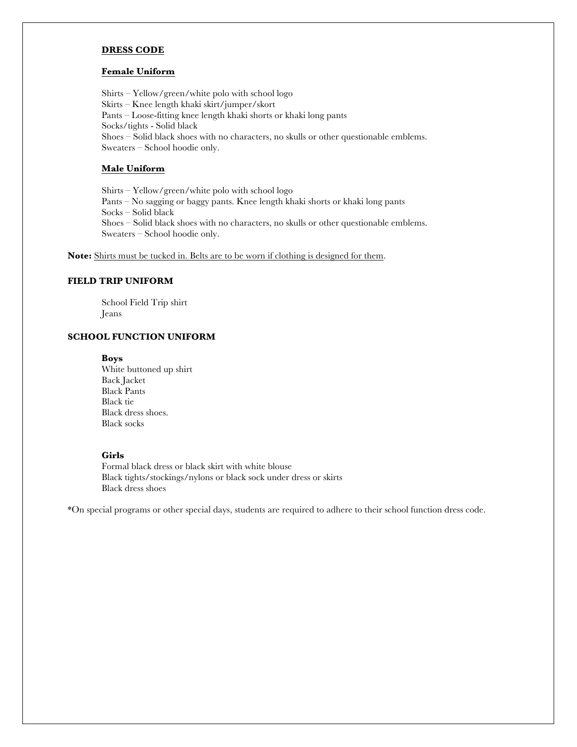## DRESS CODE

### Female Uniform

Shirts – Yellow/green/white polo with school logo
Skirts – Knee length khaki skirt/jumper/skort
Pants – Loose-fitting knee length khaki shorts or khaki long pants
Socks/tights - Solid black
Shoes – Solid black shoes with no characters, no skulls or other questionable emblems.
Sweaters – School hoodie only.

### Male Uniform

Shirts – Yellow/green/white polo with school logo
Pants – No sagging or baggy pants. Knee length khaki shorts or khaki long pants
Socks – Solid black
Shoes – Solid black shoes with no characters, no skulls or other questionable emblems.
Sweaters – School hoodie only.

**Note:** Shirts must be tucked in. Belts are to be worn if clothing is designed for them.

## FIELD TRIP UNIFORM

School Field Trip shirt
Jeans

## SCHOOL FUNCTION UNIFORM

**Boys**
White buttoned up shirt
Back Jacket
Black Pants
Black tie
Black dress shoes.
Black socks

**Girls**
Formal black dress or black skirt with white blouse
Black tights/stockings/nylons or black sock under dress or skirts
Black dress shoes

*On special programs or other special days, students are required to adhere to their school function dress code.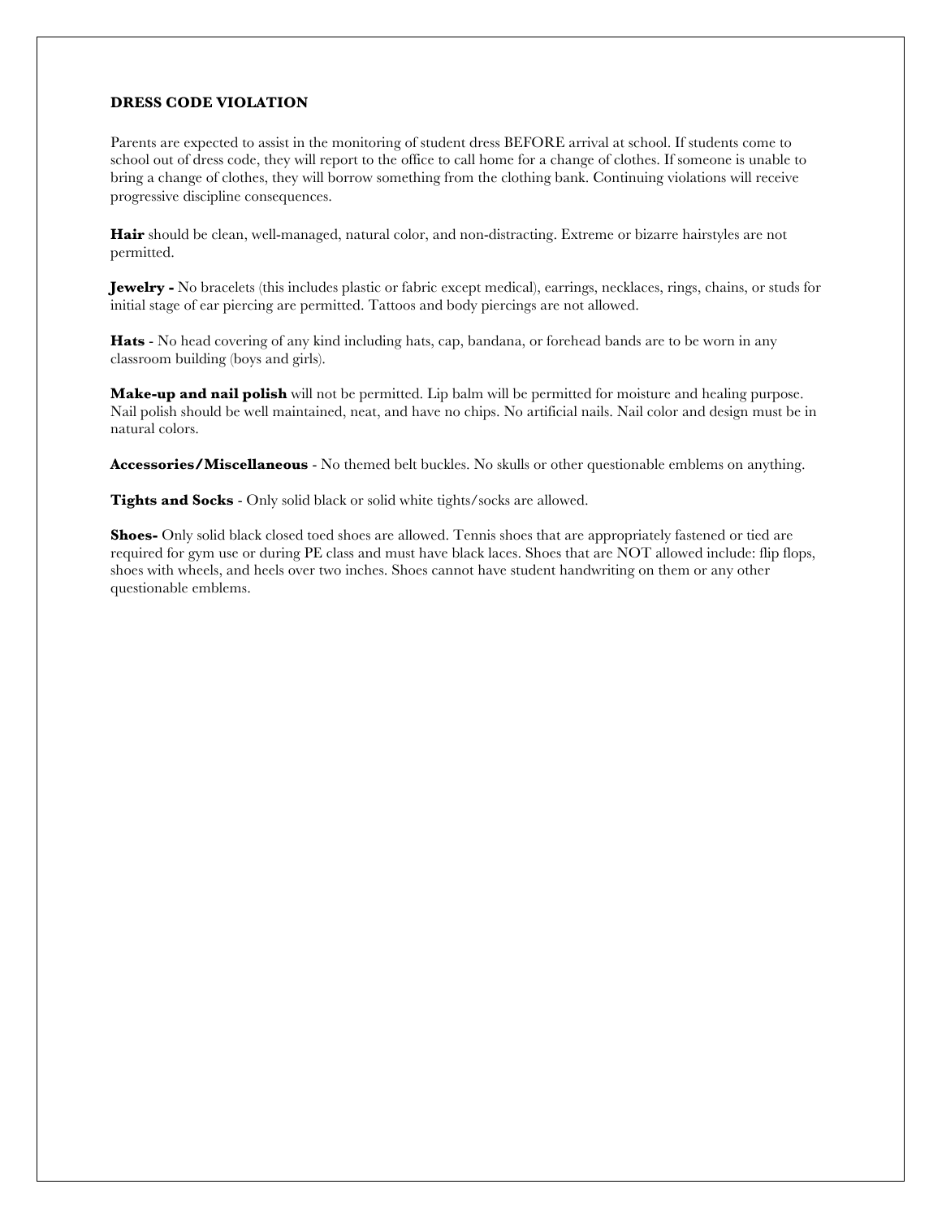**DRESS CODE VIOLATION**

Parents are expected to assist in the monitoring of student dress BEFORE arrival at school. If students come to school out of dress code, they will report to the office to call home for a change of clothes. If someone is unable to bring a change of clothes, they will borrow something from the clothing bank. Continuing violations will receive progressive discipline consequences.

**Hair** should be clean, well-managed, natural color, and non-distracting. Extreme or bizarre hairstyles are not permitted.

**Jewelry -** No bracelets (this includes plastic or fabric except medical), earrings, necklaces, rings, chains, or studs for initial stage of ear piercing are permitted. Tattoos and body piercings are not allowed.

**Hats** - No head covering of any kind including hats, cap, bandana, or forehead bands are to be worn in any classroom building (boys and girls).

**Make-up and nail polish** will not be permitted. Lip balm will be permitted for moisture and healing purpose. Nail polish should be well maintained, neat, and have no chips. No artificial nails. Nail color and design must be in natural colors.

**Accessories/Miscellaneous** - No themed belt buckles. No skulls or other questionable emblems on anything.

**Tights and Socks** - Only solid black or solid white tights/socks are allowed.

**Shoes-** Only solid black closed toed shoes are allowed. Tennis shoes that are appropriately fastened or tied are required for gym use or during PE class and must have black laces. Shoes that are NOT allowed include: flip flops, shoes with wheels, and heels over two inches. Shoes cannot have student handwriting on them or any other questionable emblems.